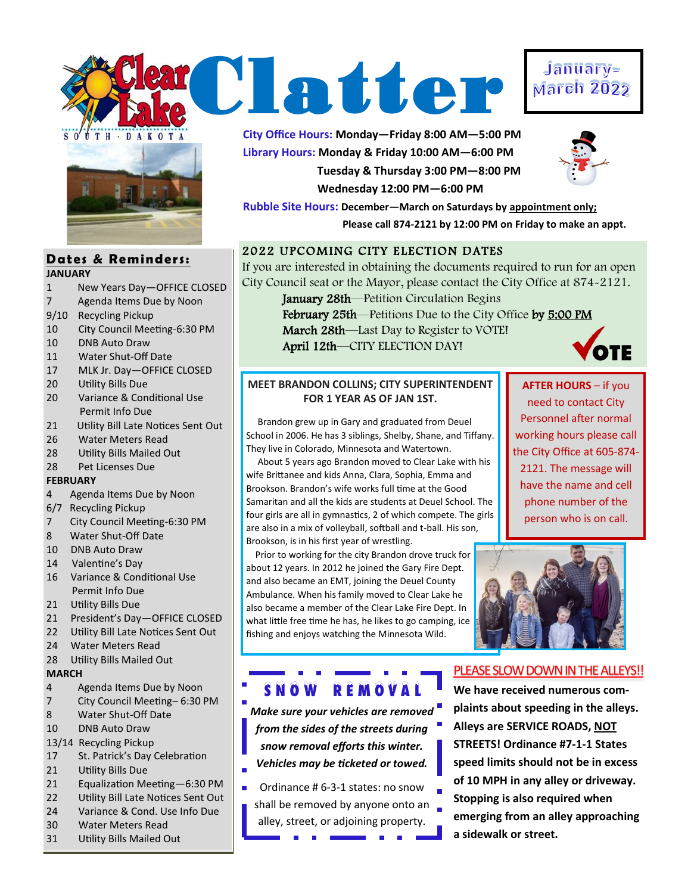# Clear Lake Clatter

**January–March 2022**

**City Office Hours:** Monday—Friday 8:00 AM—5:00 PM

**Library Hours:** Monday & Friday 10:00 AM—6:00 PM
Tuesday & Thursday 3:00 PM—8:00 PM
Wednesday 12:00 PM—6:00 PM

**Rubble Site Hours:** December—March on Saturdays by appointment only;
Please call 874-2121 by 12:00 PM on Friday to make an appt.

## Dates & Reminders:

**JANUARY**

- 1 New Years Day—OFFICE CLOSED
- 7 Agenda Items Due by Noon
- 9/10 Recycling Pickup
- 10 City Council Meeting-6:30 PM
- 10 DNB Auto Draw
- 11 Water Shut-Off Date
- 17 MLK Jr. Day—OFFICE CLOSED
- 20 Utility Bills Due
- 20 Variance & Conditional Use Permit Info Due
- 21 Utility Bill Late Notices Sent Out
- 26 Water Meters Read
- 28 Utility Bills Mailed Out
- 28 Pet Licenses Due

**FEBRUARY**

- 4 Agenda Items Due by Noon
- 6/7 Recycling Pickup
- 7 City Council Meeting-6:30 PM
- 8 Water Shut-Off Date
- 10 DNB Auto Draw
- 14 Valentine's Day
- 16 Variance & Conditional Use Permit Info Due
- 21 Utility Bills Due
- 21 President's Day—OFFICE CLOSED
- 22 Utility Bill Late Notices Sent Out
- 24 Water Meters Read
- 28 Utility Bills Mailed Out

**MARCH**

- 4 Agenda Items Due by Noon
- 7 City Council Meeting– 6:30 PM
- 8 Water Shut-Off Date
- 10 DNB Auto Draw
- 13/14 Recycling Pickup
- 17 St. Patrick's Day Celebration
- 21 Utility Bills Due
- 21 Equalization Meeting—6:30 PM
- 22 Utility Bill Late Notices Sent Out
- 24 Variance & Cond. Use Info Due
- 30 Water Meters Read
- 31 Utility Bills Mailed Out

## 2022 Upcoming City Election Dates

If you are interested in obtaining the documents required to run for an open City Council seat or the Mayor, please contact the City Office at 874-2121.

- **January 28th**—Petition Circulation Begins
- **February 25th**—Petitions Due to the City Office **by 5:00 PM**
- **March 28th**—Last Day to Register to VOTE!
- **April 12th**—CITY ELECTION DAY!

VOTE

## Meet Brandon Collins; City Superintendent for 1 Year as of Jan 1st.

Brandon grew up in Gary and graduated from Deuel School in 2006. He has 3 siblings, Shelby, Shane, and Tiffany. They live in Colorado, Minnesota and Watertown.

About 5 years ago Brandon moved to Clear Lake with his wife Brittanee and kids Anna, Clara, Sophia, Emma and Brookson. Brandon's wife works full time at the Good Samaritan and all the kids are students at Deuel School. The four girls are all in gymnastics, 2 of which compete. The girls are also in a mix of volleyball, softball and t-ball. His son, Brookson, is in his first year of wrestling.

Prior to working for the city Brandon drove truck for about 12 years. In 2012 he joined the Gary Fire Dept. and also became an EMT, joining the Deuel County Ambulance. When his family moved to Clear Lake he also became a member of the Clear Lake Fire Dept. In what little free time he has, he likes to go camping, ice fishing and enjoys watching the Minnesota Wild.

**AFTER HOURS** – if you need to contact City Personnel after normal working hours please call the City Office at 605-874-2121. The message will have the name and cell phone number of the person who is on call.

## SNOW REMOVAL

***Make sure your vehicles are removed from the sides of the streets during snow removal efforts this winter. Vehicles may be ticketed or towed.***

Ordinance # 6-3-1 states: no snow shall be removed by anyone onto an alley, street, or adjoining property.

## PLEASE SLOW DOWN IN THE ALLEYS!!

**We have received numerous complaints about speeding in the alleys. Alleys are SERVICE ROADS, NOT STREETS! Ordinance #7-1-1 States speed limits should not be in excess of 10 MPH in any alley or driveway. Stopping is also required when emerging from an alley approaching a sidewalk or street.**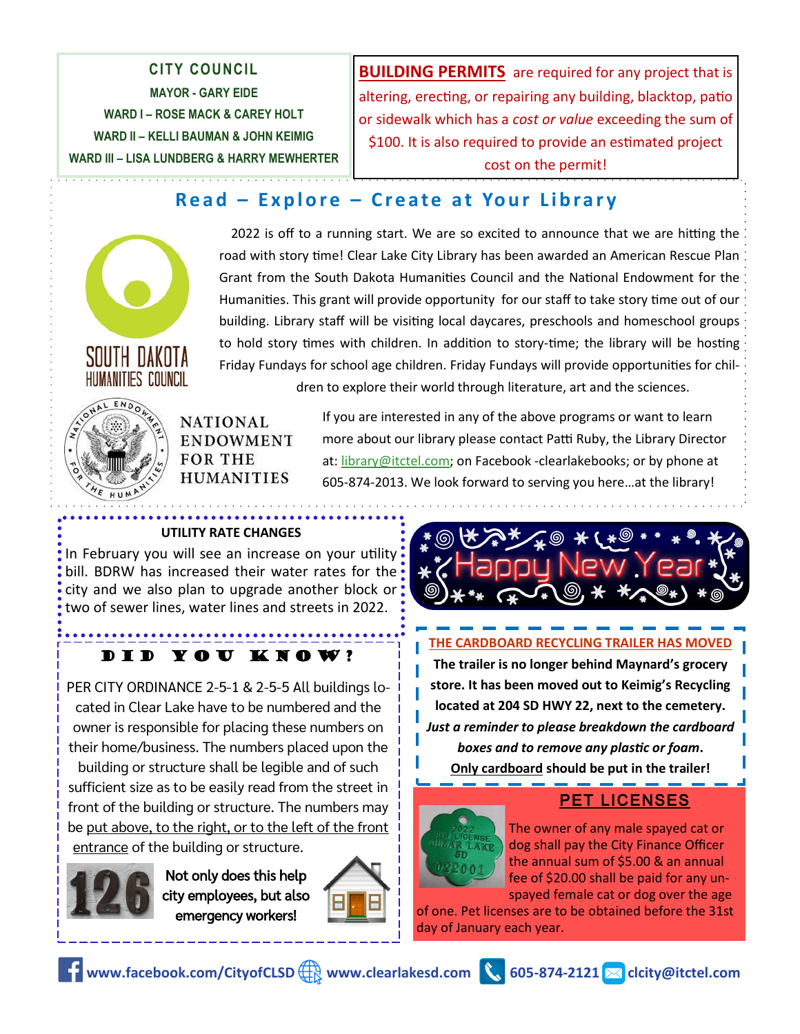## CITY COUNCIL

**MAYOR - GARY EIDE**

**WARD I – ROSE MACK & CAREY HOLT**

**WARD II – KELLI BAUMAN & JOHN KEIMIG**

**WARD III – LISA LUNDBERG & HARRY MEWHERTER**

**BUILDING PERMITS** are required for any project that is altering, erecting, or repairing any building, blacktop, patio or sidewalk which has a *cost or value* exceeding the sum of $100. It is also required to provide an estimated project cost on the permit!

## Read – Explore – Create at Your Library

SOUTH DAKOTA HUMANITIES COUNCIL

2022 is off to a running start. We are so excited to announce that we are hitting the road with story time! Clear Lake City Library has been awarded an American Rescue Plan Grant from the South Dakota Humanities Council and the National Endowment for the Humanities. This grant will provide opportunity for our staff to take story time out of our building. Library staff will be visiting local daycares, preschools and homeschool groups to hold story times with children. In addition to story-time; the library will be hosting Friday Fundays for school age children. Friday Fundays will provide opportunities for children to explore their world through literature, art and the sciences.

NATIONAL ENDOWMENT FOR THE HUMANITIES

If you are interested in any of the above programs or want to learn more about our library please contact Patti Ruby, the Library Director at: library@itctel.com; on Facebook -clearlakebooks; or by phone at 605-874-2013. We look forward to serving you here…at the library!

### UTILITY RATE CHANGES

In February you will see an increase on your utility bill. BDRW has increased their water rates for the city and we also plan to upgrade another block or two of sewer lines, water lines and streets in 2022.

Happy New Year

### DID YOU KNOW?

PER CITY ORDINANCE 2-5-1 & 2-5-5 All buildings located in Clear Lake have to be numbered and the owner is responsible for placing these numbers on their home/business. The numbers placed upon the building or structure shall be legible and of such sufficient size as to be easily read from the street in front of the building or structure. The numbers may be put above, to the right, or to the left of the front entrance of the building or structure.

Not only does this help city employees, but also emergency workers!

### THE CARDBOARD RECYCLING TRAILER HAS MOVED

**The trailer is no longer behind Maynard's grocery store. It has been moved out to Keimig's Recycling located at 204 SD HWY 22, next to the cemetery.**

***Just a reminder to please breakdown the cardboard boxes and to remove any plastic or foam.***

**Only cardboard should be put in the trailer!**

### PET LICENSES

The owner of any male spayed cat or dog shall pay the City Finance Officer the annual sum of $5.00 & an annual fee of $20.00 shall be paid for any unspayed female cat or dog over the age of one. Pet licenses are to be obtained before the 31st day of January each year.

**www.facebook.com/CityofCLSD** **www.clearlakesd.com** **605-874-2121** **clcity@itctel.com**